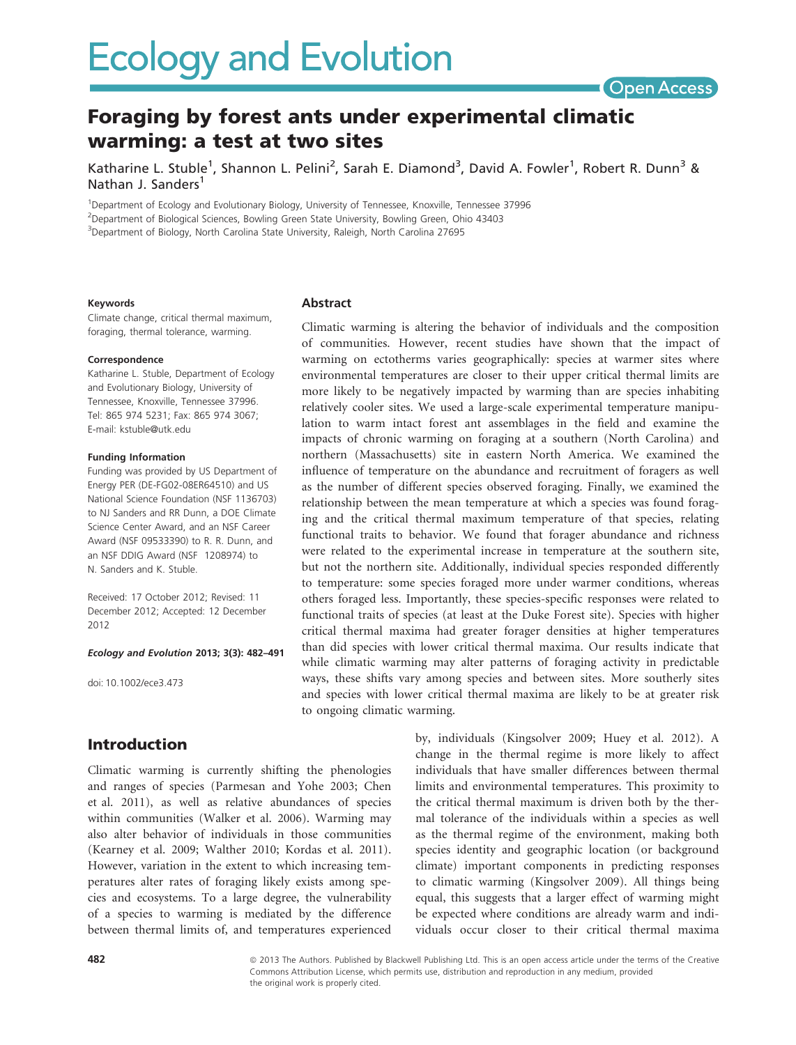# Foraging by forest ants under experimental climatic warming: a test at two sites

Katharine L. Stuble[1], Shannon L. Pelini[2], Sarah E. Diamond[3], David A. Fowler[1], Robert R. Dunn[3] & Nathan J. Sanders[1]

[1]Department of Ecology and Evolutionary Biology, University of Tennessee, Knoxville, Tennessee 37996
[2]Department of Biological Sciences, Bowling Green State University, Bowling Green, Ohio 43403
[3]Department of Biology, North Carolina State University, Raleigh, North Carolina 27695

**Keywords**

Climate change, critical thermal maximum, foraging, thermal tolerance, warming.

**Correspondence**

Katharine L. Stuble, Department of Ecology and Evolutionary Biology, University of Tennessee, Knoxville, Tennessee 37996.
Tel: 865 974 5231; Fax: 865 974 3067;
E-mail: kstuble@utk.edu

**Funding Information**

Funding was provided by US Department of Energy PER (DE-FG02-08ER64510) and US National Science Foundation (NSF 1136703) to NJ Sanders and RR Dunn, a DOE Climate Science Center Award, and an NSF Career Award (NSF 09533390) to R. R. Dunn, and an NSF DDIG Award (NSF 1208974) to N. Sanders and K. Stuble.

Received: 17 October 2012; Revised: 11 December 2012; Accepted: 12 December 2012

doi: 10.1002/ece3.473

## Abstract

Climatic warming is altering the behavior of individuals and the composition of communities. However, recent studies have shown that the impact of warming on ectotherms varies geographically: species at warmer sites where environmental temperatures are closer to their upper critical thermal limits are more likely to be negatively impacted by warming than are species inhabiting relatively cooler sites. We used a large-scale experimental temperature manipulation to warm intact forest ant assemblages in the field and examine the impacts of chronic warming on foraging at a southern (North Carolina) and northern (Massachusetts) site in eastern North America. We examined the influence of temperature on the abundance and recruitment of foragers as well as the number of different species observed foraging. Finally, we examined the relationship between the mean temperature at which a species was found foraging and the critical thermal maximum temperature of that species, relating functional traits to behavior. We found that forager abundance and richness were related to the experimental increase in temperature at the southern site, but not the northern site. Additionally, individual species responded differently to temperature: some species foraged more under warmer conditions, whereas others foraged less. Importantly, these species-specific responses were related to functional traits of species (at least at the Duke Forest site). Species with higher critical thermal maxima had greater forager densities at higher temperatures than did species with lower critical thermal maxima. Our results indicate that while climatic warming may alter patterns of foraging activity in predictable ways, these shifts vary among species and between sites. More southerly sites and species with lower critical thermal maxima are likely to be at greater risk to ongoing climatic warming.

## Introduction

Climatic warming is currently shifting the phenologies and ranges of species (Parmesan and Yohe 2003; Chen et al. 2011), as well as relative abundances of species within communities (Walker et al. 2006). Warming may also alter behavior of individuals in those communities (Kearney et al. 2009; Walther 2010; Kordas et al. 2011). However, variation in the extent to which increasing temperatures alter rates of foraging likely exists among species and ecosystems. To a large degree, the vulnerability of a species to warming is mediated by the difference between thermal limits of, and temperatures experienced by, individuals (Kingsolver 2009; Huey et al. 2012). A change in the thermal regime is more likely to affect individuals that have smaller differences between thermal limits and environmental temperatures. This proximity to the critical thermal maximum is driven both by the thermal tolerance of the individuals within a species as well as the thermal regime of the environment, making both species identity and geographic location (or background climate) important components in predicting responses to climatic warming (Kingsolver 2009). All things being equal, this suggests that a larger effect of warming might be expected where conditions are already warm and individuals occur closer to their critical thermal maxima

© 2013 The Authors. Published by Blackwell Publishing Ltd. This is an open access article under the terms of the Creative Commons Attribution License, which permits use, distribution and reproduction in any medium, provided the original work is properly cited.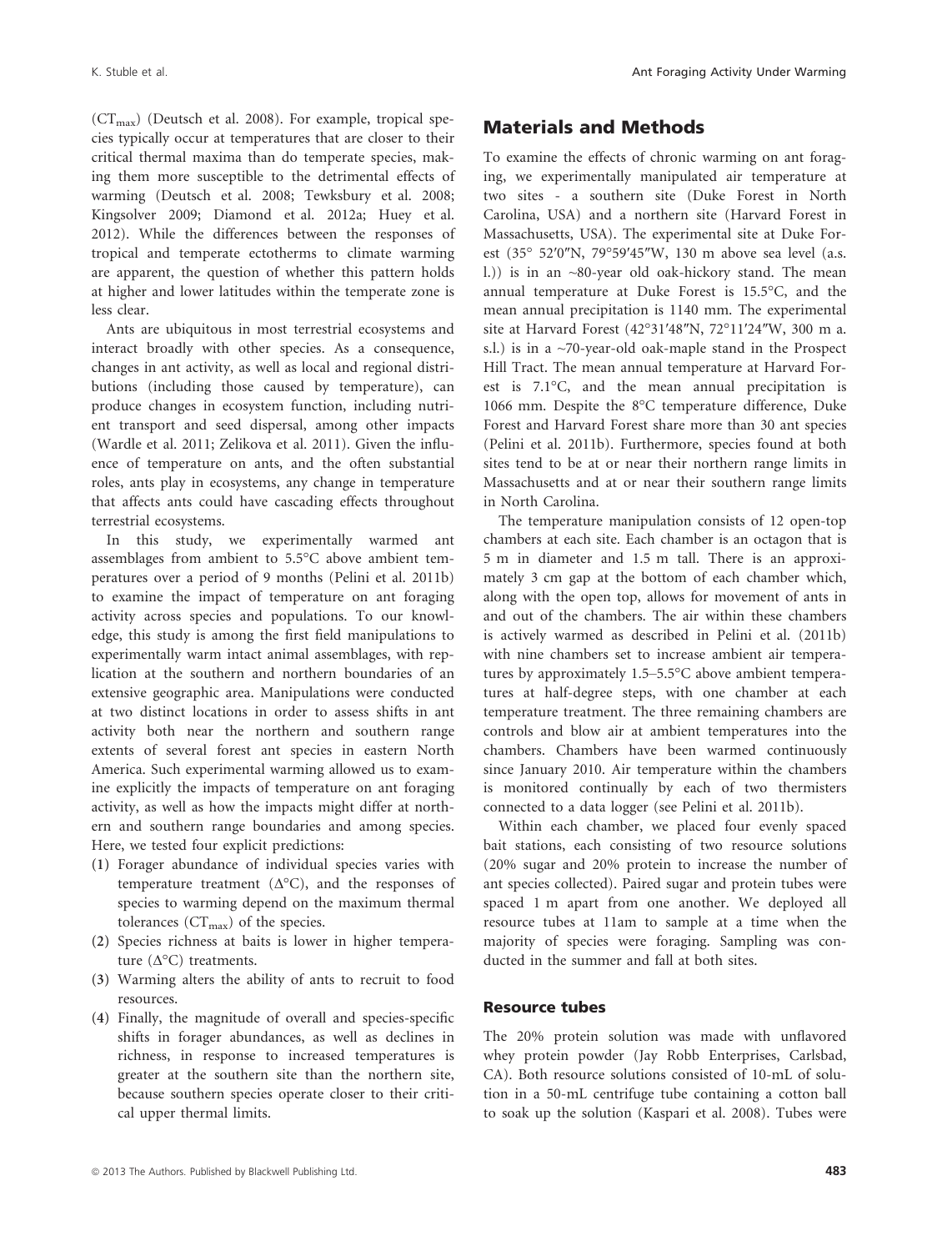($CT_{max}$) (Deutsch et al. 2008). For example, tropical species typically occur at temperatures that are closer to their critical thermal maxima than do temperate species, making them more susceptible to the detrimental effects of warming (Deutsch et al. 2008; Tewksbury et al. 2008; Kingsolver 2009; Diamond et al. 2012a; Huey et al. 2012). While the differences between the responses of tropical and temperate ectotherms to climate warming are apparent, the question of whether this pattern holds at higher and lower latitudes within the temperate zone is less clear.

Ants are ubiquitous in most terrestrial ecosystems and interact broadly with other species. As a consequence, changes in ant activity, as well as local and regional distributions (including those caused by temperature), can produce changes in ecosystem function, including nutrient transport and seed dispersal, among other impacts (Wardle et al. 2011; Zelikova et al. 2011). Given the influence of temperature on ants, and the often substantial roles, ants play in ecosystems, any change in temperature that affects ants could have cascading effects throughout terrestrial ecosystems.

In this study, we experimentally warmed ant assemblages from ambient to 5.5°C above ambient temperatures over a period of 9 months (Pelini et al. 2011b) to examine the impact of temperature on ant foraging activity across species and populations. To our knowledge, this study is among the first field manipulations to experimentally warm intact animal assemblages, with replication at the southern and northern boundaries of an extensive geographic area. Manipulations were conducted at two distinct locations in order to assess shifts in ant activity both near the northern and southern range extents of several forest ant species in eastern North America. Such experimental warming allowed us to examine explicitly the impacts of temperature on ant foraging activity, as well as how the impacts might differ at northern and southern range boundaries and among species. Here, we tested four explicit predictions:

(1) Forager abundance of individual species varies with temperature treatment (Δ°C), and the responses of species to warming depend on the maximum thermal tolerances ($CT_{max}$) of the species.
(2) Species richness at baits is lower in higher temperature (Δ°C) treatments.
(3) Warming alters the ability of ants to recruit to food resources.
(4) Finally, the magnitude of overall and species-specific shifts in forager abundances, as well as declines in richness, in response to increased temperatures is greater at the southern site than the northern site, because southern species operate closer to their critical upper thermal limits.

## Materials and Methods

To examine the effects of chronic warming on ant foraging, we experimentally manipulated air temperature at two sites - a southern site (Duke Forest in North Carolina, USA) and a northern site (Harvard Forest in Massachusetts, USA). The experimental site at Duke Forest (35° 52′0″N, 79°59′45″W, 130 m above sea level (a.s.l.)) is in an ~80-year old oak-hickory stand. The mean annual temperature at Duke Forest is 15.5°C, and the mean annual precipitation is 1140 mm. The experimental site at Harvard Forest (42°31′48″N, 72°11′24″W, 300 m a.s.l.) is in a ~70-year-old oak-maple stand in the Prospect Hill Tract. The mean annual temperature at Harvard Forest is 7.1°C, and the mean annual precipitation is 1066 mm. Despite the 8°C temperature difference, Duke Forest and Harvard Forest share more than 30 ant species (Pelini et al. 2011b). Furthermore, species found at both sites tend to be at or near their northern range limits in Massachusetts and at or near their southern range limits in North Carolina.

The temperature manipulation consists of 12 open-top chambers at each site. Each chamber is an octagon that is 5 m in diameter and 1.5 m tall. There is an approximately 3 cm gap at the bottom of each chamber which, along with the open top, allows for movement of ants in and out of the chambers. The air within these chambers is actively warmed as described in Pelini et al. (2011b) with nine chambers set to increase ambient air temperatures by approximately 1.5–5.5°C above ambient temperatures at half-degree steps, with one chamber at each temperature treatment. The three remaining chambers are controls and blow air at ambient temperatures into the chambers. Chambers have been warmed continuously since January 2010. Air temperature within the chambers is monitored continually by each of two thermisters connected to a data logger (see Pelini et al. 2011b).

Within each chamber, we placed four evenly spaced bait stations, each consisting of two resource solutions (20% sugar and 20% protein to increase the number of ant species collected). Paired sugar and protein tubes were spaced 1 m apart from one another. We deployed all resource tubes at 11am to sample at a time when the majority of species were foraging. Sampling was conducted in the summer and fall at both sites.

### Resource tubes

The 20% protein solution was made with unflavored whey protein powder (Jay Robb Enterprises, Carlsbad, CA). Both resource solutions consisted of 10-mL of solution in a 50-mL centrifuge tube containing a cotton ball to soak up the solution (Kaspari et al. 2008). Tubes were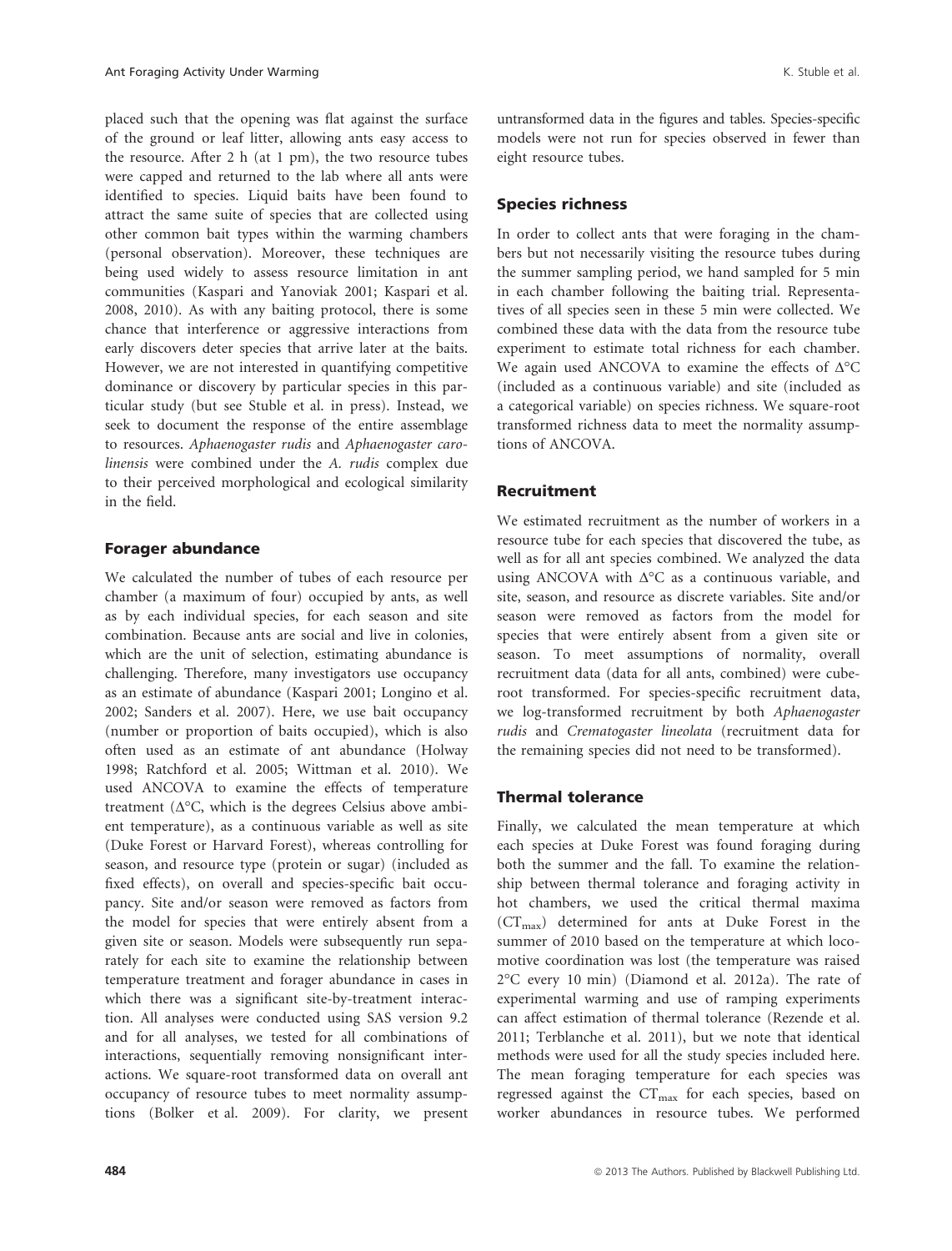placed such that the opening was flat against the surface of the ground or leaf litter, allowing ants easy access to the resource. After 2 h (at 1 pm), the two resource tubes were capped and returned to the lab where all ants were identified to species. Liquid baits have been found to attract the same suite of species that are collected using other common bait types within the warming chambers (personal observation). Moreover, these techniques are being used widely to assess resource limitation in ant communities (Kaspari and Yanoviak 2001; Kaspari et al. 2008, 2010). As with any baiting protocol, there is some chance that interference or aggressive interactions from early discovers deter species that arrive later at the baits. However, we are not interested in quantifying competitive dominance or discovery by particular species in this particular study (but see Stuble et al. in press). Instead, we seek to document the response of the entire assemblage to resources. *Aphaenogaster rudis* and *Aphaenogaster carolinensis* were combined under the *A. rudis* complex due to their perceived morphological and ecological similarity in the field.

### Forager abundance

We calculated the number of tubes of each resource per chamber (a maximum of four) occupied by ants, as well as by each individual species, for each season and site combination. Because ants are social and live in colonies, which are the unit of selection, estimating abundance is challenging. Therefore, many investigators use occupancy as an estimate of abundance (Kaspari 2001; Longino et al. 2002; Sanders et al. 2007). Here, we use bait occupancy (number or proportion of baits occupied), which is also often used as an estimate of ant abundance (Holway 1998; Ratchford et al. 2005; Wittman et al. 2010). We used ANCOVA to examine the effects of temperature treatment (Δ°C, which is the degrees Celsius above ambient temperature), as a continuous variable as well as site (Duke Forest or Harvard Forest), whereas controlling for season, and resource type (protein or sugar) (included as fixed effects), on overall and species-specific bait occupancy. Site and/or season were removed as factors from the model for species that were entirely absent from a given site or season. Models were subsequently run separately for each site to examine the relationship between temperature treatment and forager abundance in cases in which there was a significant site-by-treatment interaction. All analyses were conducted using SAS version 9.2 and for all analyses, we tested for all combinations of interactions, sequentially removing nonsignificant interactions. We square-root transformed data on overall ant occupancy of resource tubes to meet normality assumptions (Bolker et al. 2009). For clarity, we present untransformed data in the figures and tables. Species-specific models were not run for species observed in fewer than eight resource tubes.

### Species richness

In order to collect ants that were foraging in the chambers but not necessarily visiting the resource tubes during the summer sampling period, we hand sampled for 5 min in each chamber following the baiting trial. Representatives of all species seen in these 5 min were collected. We combined these data with the data from the resource tube experiment to estimate total richness for each chamber. We again used ANCOVA to examine the effects of Δ°C (included as a continuous variable) and site (included as a categorical variable) on species richness. We square-root transformed richness data to meet the normality assumptions of ANCOVA.

### Recruitment

We estimated recruitment as the number of workers in a resource tube for each species that discovered the tube, as well as for all ant species combined. We analyzed the data using ANCOVA with Δ°C as a continuous variable, and site, season, and resource as discrete variables. Site and/or season were removed as factors from the model for species that were entirely absent from a given site or season. To meet assumptions of normality, overall recruitment data (data for all ants, combined) were cube-root transformed. For species-specific recruitment data, we log-transformed recruitment by both *Aphaenogaster rudis* and *Crematogaster lineolata* (recruitment data for the remaining species did not need to be transformed).

### Thermal tolerance

Finally, we calculated the mean temperature at which each species at Duke Forest was found foraging during both the summer and the fall. To examine the relationship between thermal tolerance and foraging activity in hot chambers, we used the critical thermal maxima ($CT_{max}$) determined for ants at Duke Forest in the summer of 2010 based on the temperature at which locomotive coordination was lost (the temperature was raised 2°C every 10 min) (Diamond et al. 2012a). The rate of experimental warming and use of ramping experiments can affect estimation of thermal tolerance (Rezende et al. 2011; Terblanche et al. 2011), but we note that identical methods were used for all the study species included here. The mean foraging temperature for each species was regressed against the $CT_{max}$ for each species, based on worker abundances in resource tubes. We performed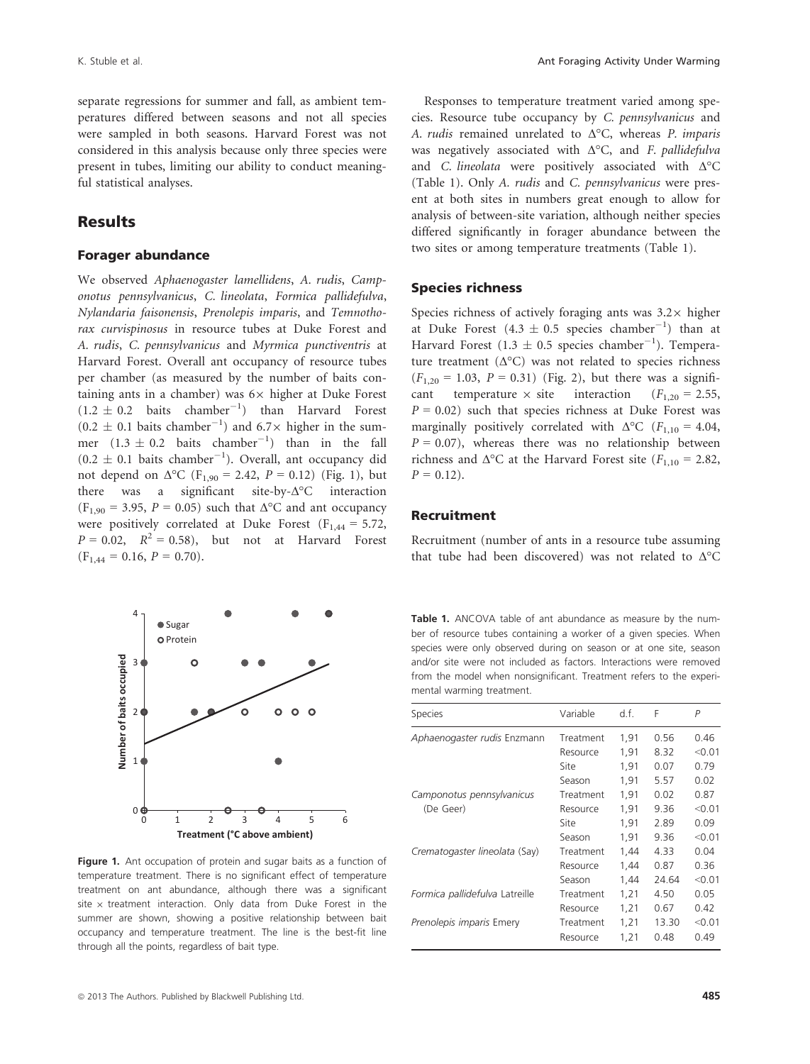separate regressions for summer and fall, as ambient temperatures differed between seasons and not all species were sampled in both seasons. Harvard Forest was not considered in this analysis because only three species were present in tubes, limiting our ability to conduct meaningful statistical analyses.

## Results

### Forager abundance

We observed *Aphaenogaster lamellidens*, *A. rudis*, *Camponotus pennsylvanicus*, *C. lineolata*, *Formica pallidefulva*, *Nylandaria faisonensis*, *Prenolepis imparis*, and *Temnothorax curvispinosus* in resource tubes at Duke Forest and *A. rudis*, *C. pennsylvanicus* and *Myrmica punctiventris* at Harvard Forest. Overall ant occupancy of resource tubes per chamber (as measured by the number of baits containing ants in a chamber) was 6× higher at Duke Forest ($1.2 \pm 0.2$ baits chamber$^{-1}$) than Harvard Forest ($0.2 \pm 0.1$ baits chamber$^{-1}$) and 6.7× higher in the summer ($1.3 \pm 0.2$ baits chamber$^{-1}$) than in the fall ($0.2 \pm 0.1$ baits chamber$^{-1}$). Overall, ant occupancy did not depend on Δ°C ($F_{1,90} = 2.42$, $P = 0.12$) (Fig. 1), but there was a significant site-by-Δ°C interaction ($F_{1,90} = 3.95$, $P = 0.05$) such that Δ°C and ant occupancy were positively correlated at Duke Forest ($F_{1,44} = 5.72$, $P = 0.02$, $R^2 = 0.58$), but not at Harvard Forest ($F_{1,44} = 0.16$, $P = 0.70$).

**Figure 1.** Ant occupation of protein and sugar baits as a function of temperature treatment. There is no significant effect of temperature treatment on ant abundance, although there was a significant site × treatment interaction. Only data from Duke Forest in the summer are shown, showing a positive relationship between bait occupancy and temperature treatment. The line is the best-fit line through all the points, regardless of bait type.

Responses to temperature treatment varied among species. Resource tube occupancy by *C. pennsylvanicus* and *A. rudis* remained unrelated to Δ°C, whereas *P. imparis* was negatively associated with Δ°C, and *F. pallidefulva* and *C. lineolata* were positively associated with Δ°C (Table 1). Only *A. rudis* and *C. pennsylvanicus* were present at both sites in numbers great enough to allow for analysis of between-site variation, although neither species differed significantly in forager abundance between the two sites or among temperature treatments (Table 1).

### Species richness

Species richness of actively foraging ants was 3.2× higher at Duke Forest ($4.3 \pm 0.5$ species chamber$^{-1}$) than at Harvard Forest ($1.3 \pm 0.5$ species chamber$^{-1}$). Temperature treatment (Δ°C) was not related to species richness ($F_{1,20} = 1.03$, $P = 0.31$) (Fig. 2), but there was a significant temperature × site interaction ($F_{1,20} = 2.55$, $P = 0.02$) such that species richness at Duke Forest was marginally positively correlated with Δ°C ($F_{1,10} = 4.04$, $P = 0.07$), whereas there was no relationship between richness and Δ°C at the Harvard Forest site ($F_{1,10} = 2.82$, $P = 0.12$).

### Recruitment

Recruitment (number of ants in a resource tube assuming that tube had been discovered) was not related to Δ°C

**Table 1.** ANCOVA table of ant abundance as measure by the number of resource tubes containing a worker of a given species. When species were only observed during on season or at one site, season and/or site were not included as factors. Interactions were removed from the model when nonsignificant. Treatment refers to the experimental warming treatment.

| Species | Variable | d.f. | F | P |
|---|---|---|---|---|
| *Aphaenogaster rudis* Enzmann | Treatment | 1,91 | 0.56 | 0.46 |
| | Resource | 1,91 | 8.32 | <0.01 |
| | Site | 1,91 | 0.07 | 0.79 |
| | Season | 1,91 | 5.57 | 0.02 |
| *Camponotus pennsylvanicus* (De Geer) | Treatment | 1,91 | 0.02 | 0.87 |
| | Resource | 1,91 | 9.36 | <0.01 |
| | Site | 1,91 | 2.89 | 0.09 |
| | Season | 1,91 | 9.36 | <0.01 |
| *Crematogaster lineolata* (Say) | Treatment | 1,44 | 4.33 | 0.04 |
| | Resource | 1,44 | 0.87 | 0.36 |
| | Season | 1,44 | 24.64 | <0.01 |
| *Formica pallidefulva* Latreille | Treatment | 1,21 | 4.50 | 0.05 |
| | Resource | 1,21 | 0.67 | 0.42 |
| *Prenolepis imparis* Emery | Treatment | 1,21 | 13.30 | <0.01 |
| | Resource | 1,21 | 0.48 | 0.49 |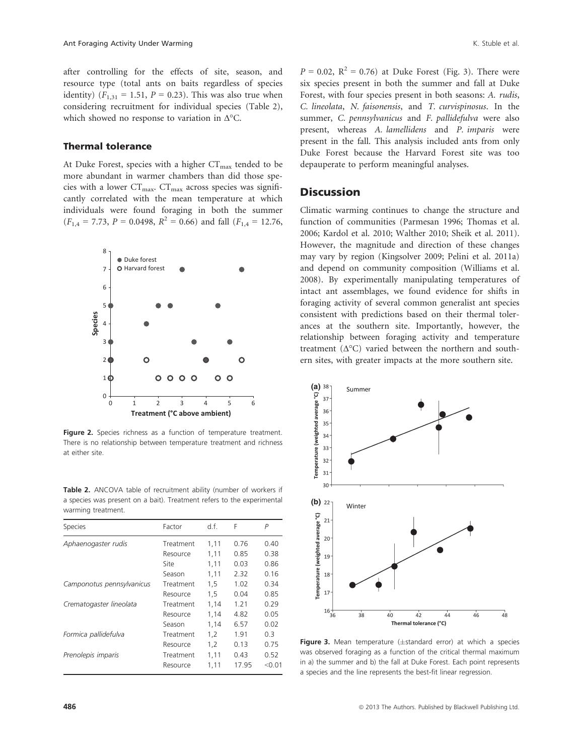after controlling for the effects of site, season, and resource type (total ants on baits regardless of species identity) ($F_{1,31} = 1.51$, $P = 0.23$). This was also true when considering recruitment for individual species (Table 2), which showed no response to variation in $\Delta$°C.

### Thermal tolerance

At Duke Forest, species with a higher $CT_{max}$ tended to be more abundant in warmer chambers than did those species with a lower $CT_{max}$. $CT_{max}$ across species was significantly correlated with the mean temperature at which individuals were found foraging in both the summer ($F_{1,4} = 7.73$, $P = 0.0498$, $R^2 = 0.66$) and fall ($F_{1,4} = 12.76$, $P = 0.02$, $R^2 = 0.76$) at Duke Forest (Fig. 3). There were six species present in both the summer and fall at Duke Forest, with four species present in both seasons: *A. rudis*, *C. lineolata*, *N. faisonensis*, and *T. curvispinosus*. In the summer, *C. pennsylvanicus* and *F. pallidefulva* were also present, whereas *A. lamellidens* and *P. imparis* were present in the fall. This analysis included ants from only Duke Forest because the Harvard Forest site was too depauperate to perform meaningful analyses.

**Figure 2.** Species richness as a function of temperature treatment. There is no relationship between temperature treatment and richness at either site.

**Table 2.** ANCOVA table of recruitment ability (number of workers if a species was present on a bait). Treatment refers to the experimental warming treatment.

| Species | Factor | d.f. | F | P |
|---|---|---|---|---|
| *Aphaenogaster rudis* | Treatment | 1,11 | 0.76 | 0.40 |
| | Resource | 1,11 | 0.85 | 0.38 |
| | Site | 1,11 | 0.03 | 0.86 |
| | Season | 1,11 | 2.32 | 0.16 |
| *Camponotus pennsylvanicus* | Treatment | 1,5 | 1.02 | 0.34 |
| | Resource | 1,5 | 0.04 | 0.85 |
| *Crematogaster lineolata* | Treatment | 1,14 | 1.21 | 0.29 |
| | Resource | 1,14 | 4.82 | 0.05 |
| | Season | 1,14 | 6.57 | 0.02 |
| *Formica pallidefulva* | Treatment | 1,2 | 1.91 | 0.3 |
| | Resource | 1,2 | 0.13 | 0.75 |
| *Prenolepis imparis* | Treatment | 1,11 | 0.43 | 0.52 |
| | Resource | 1,11 | 17.95 | <0.01 |

## Discussion

Climatic warming continues to change the structure and function of communities (Parmesan 1996; Thomas et al. 2006; Kardol et al. 2010; Walther 2010; Sheik et al. 2011). However, the magnitude and direction of these changes may vary by region (Kingsolver 2009; Pelini et al. 2011a) and depend on community composition (Williams et al. 2008). By experimentally manipulating temperatures of intact ant assemblages, we found evidence for shifts in foraging activity of several common generalist ant species consistent with predictions based on their thermal tolerances at the southern site. Importantly, however, the relationship between foraging activity and temperature treatment ($\Delta$°C) varied between the northern and southern sites, with greater impacts at the more southern site.

**Figure 3.** Mean temperature (±standard error) at which a species was observed foraging as a function of the critical thermal maximum in a) the summer and b) the fall at Duke Forest. Each point represents a species and the line represents the best-fit linear regression.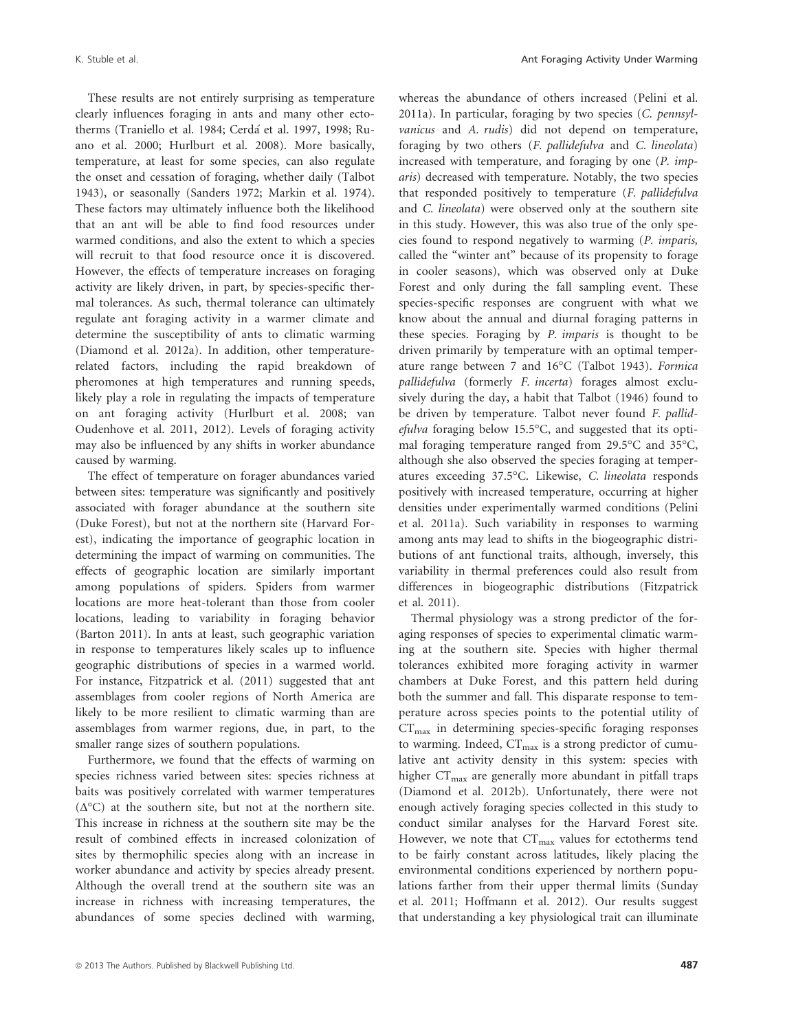These results are not entirely surprising as temperature clearly influences foraging in ants and many other ectotherms (Traniello et al. 1984; Cerdá et al. 1997, 1998; Ruano et al. 2000; Hurlburt et al. 2008). More basically, temperature, at least for some species, can also regulate the onset and cessation of foraging, whether daily (Talbot 1943), or seasonally (Sanders 1972; Markin et al. 1974). These factors may ultimately influence both the likelihood that an ant will be able to find food resources under warmed conditions, and also the extent to which a species will recruit to that food resource once it is discovered. However, the effects of temperature increases on foraging activity are likely driven, in part, by species-specific thermal tolerances. As such, thermal tolerance can ultimately regulate ant foraging activity in a warmer climate and determine the susceptibility of ants to climatic warming (Diamond et al. 2012a). In addition, other temperature-related factors, including the rapid breakdown of pheromones at high temperatures and running speeds, likely play a role in regulating the impacts of temperature on ant foraging activity (Hurlburt et al. 2008; van Oudenhove et al. 2011, 2012). Levels of foraging activity may also be influenced by any shifts in worker abundance caused by warming.

The effect of temperature on forager abundances varied between sites: temperature was significantly and positively associated with forager abundance at the southern site (Duke Forest), but not at the northern site (Harvard Forest), indicating the importance of geographic location in determining the impact of warming on communities. The effects of geographic location are similarly important among populations of spiders. Spiders from warmer locations are more heat-tolerant than those from cooler locations, leading to variability in foraging behavior (Barton 2011). In ants at least, such geographic variation in response to temperatures likely scales up to influence geographic distributions of species in a warmed world. For instance, Fitzpatrick et al. (2011) suggested that ant assemblages from cooler regions of North America are likely to be more resilient to climatic warming than are assemblages from warmer regions, due, in part, to the smaller range sizes of southern populations.

Furthermore, we found that the effects of warming on species richness varied between sites: species richness at baits was positively correlated with warmer temperatures ($\Delta$°C) at the southern site, but not at the northern site. This increase in richness at the southern site may be the result of combined effects in increased colonization of sites by thermophilic species along with an increase in worker abundance and activity by species already present. Although the overall trend at the southern site was an increase in richness with increasing temperatures, the abundances of some species declined with warming, whereas the abundance of others increased (Pelini et al. 2011a). In particular, foraging by two species (*C. pennsylvanicus* and *A. rudis*) did not depend on temperature, foraging by two others (*F. pallidefulva* and *C. lineolata*) increased with temperature, and foraging by one (*P. imparis*) decreased with temperature. Notably, the two species that responded positively to temperature (*F. pallidefulva* and *C. lineolata*) were observed only at the southern site in this study. However, this was also true of the only species found to respond negatively to warming (*P. imparis,* called the "winter ant" because of its propensity to forage in cooler seasons), which was observed only at Duke Forest and only during the fall sampling event. These species-specific responses are congruent with what we know about the annual and diurnal foraging patterns in these species. Foraging by *P. imparis* is thought to be driven primarily by temperature with an optimal temperature range between 7 and 16°C (Talbot 1943). *Formica pallidefulva* (formerly *F. incerta*) forages almost exclusively during the day, a habit that Talbot (1946) found to be driven by temperature. Talbot never found *F. pallidefulva* foraging below 15.5°C, and suggested that its optimal foraging temperature ranged from 29.5°C and 35°C, although she also observed the species foraging at temperatures exceeding 37.5°C. Likewise, *C. lineolata* responds positively with increased temperature, occurring at higher densities under experimentally warmed conditions (Pelini et al. 2011a). Such variability in responses to warming among ants may lead to shifts in the biogeographic distributions of ant functional traits, although, inversely, this variability in thermal preferences could also result from differences in biogeographic distributions (Fitzpatrick et al. 2011).

Thermal physiology was a strong predictor of the foraging responses of species to experimental climatic warming at the southern site. Species with higher thermal tolerances exhibited more foraging activity in warmer chambers at Duke Forest, and this pattern held during both the summer and fall. This disparate response to temperature across species points to the potential utility of $CT_{max}$ in determining species-specific foraging responses to warming. Indeed, $CT_{max}$ is a strong predictor of cumulative ant activity density in this system: species with higher $CT_{max}$ are generally more abundant in pitfall traps (Diamond et al. 2012b). Unfortunately, there were not enough actively foraging species collected in this study to conduct similar analyses for the Harvard Forest site. However, we note that $CT_{max}$ values for ectotherms tend to be fairly constant across latitudes, likely placing the environmental conditions experienced by northern populations farther from their upper thermal limits (Sunday et al. 2011; Hoffmann et al. 2012). Our results suggest that understanding a key physiological trait can illuminate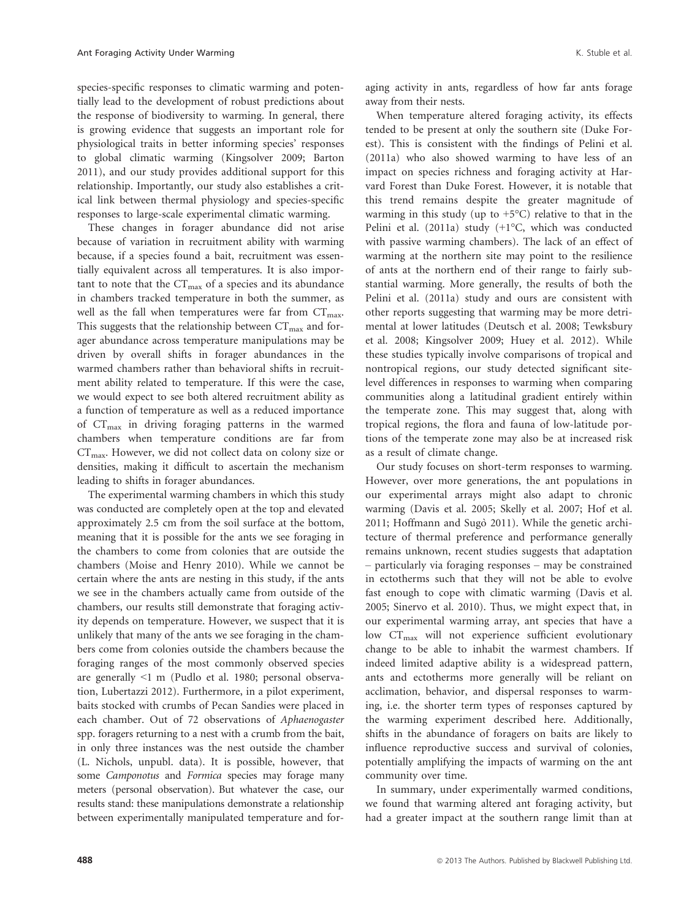species-specific responses to climatic warming and potentially lead to the development of robust predictions about the response of biodiversity to warming. In general, there is growing evidence that suggests an important role for physiological traits in better informing species' responses to global climatic warming (Kingsolver 2009; Barton 2011), and our study provides additional support for this relationship. Importantly, our study also establishes a critical link between thermal physiology and species-specific responses to large-scale experimental climatic warming.

These changes in forager abundance did not arise because of variation in recruitment ability with warming because, if a species found a bait, recruitment was essentially equivalent across all temperatures. It is also important to note that the $CT_{max}$ of a species and its abundance in chambers tracked temperature in both the summer, as well as the fall when temperatures were far from $CT_{max}$. This suggests that the relationship between $CT_{max}$ and forager abundance across temperature manipulations may be driven by overall shifts in forager abundances in the warmed chambers rather than behavioral shifts in recruitment ability related to temperature. If this were the case, we would expect to see both altered recruitment ability as a function of temperature as well as a reduced importance of $CT_{max}$ in driving foraging patterns in the warmed chambers when temperature conditions are far from $CT_{max}$. However, we did not collect data on colony size or densities, making it difficult to ascertain the mechanism leading to shifts in forager abundances.

The experimental warming chambers in which this study was conducted are completely open at the top and elevated approximately 2.5 cm from the soil surface at the bottom, meaning that it is possible for the ants we see foraging in the chambers to come from colonies that are outside the chambers (Moise and Henry 2010). While we cannot be certain where the ants are nesting in this study, if the ants we see in the chambers actually came from outside of the chambers, our results still demonstrate that foraging activity depends on temperature. However, we suspect that it is unlikely that many of the ants we see foraging in the chambers come from colonies outside the chambers because the foraging ranges of the most commonly observed species are generally <1 m (Pudlo et al. 1980; personal observation, Lubertazzi 2012). Furthermore, in a pilot experiment, baits stocked with crumbs of Pecan Sandies were placed in each chamber. Out of 72 observations of *Aphaenogaster* spp. foragers returning to a nest with a crumb from the bait, in only three instances was the nest outside the chamber (L. Nichols, unpubl. data). It is possible, however, that some *Camponotus* and *Formica* species may forage many meters (personal observation). But whatever the case, our results stand: these manipulations demonstrate a relationship between experimentally manipulated temperature and foraging activity in ants, regardless of how far ants forage away from their nests.

When temperature altered foraging activity, its effects tended to be present at only the southern site (Duke Forest). This is consistent with the findings of Pelini et al. (2011a) who also showed warming to have less of an impact on species richness and foraging activity at Harvard Forest than Duke Forest. However, it is notable that this trend remains despite the greater magnitude of warming in this study (up to +5°C) relative to that in the Pelini et al. (2011a) study (+1°C, which was conducted with passive warming chambers). The lack of an effect of warming at the northern site may point to the resilience of ants at the northern end of their range to fairly substantial warming. More generally, the results of both the Pelini et al. (2011a) study and ours are consistent with other reports suggesting that warming may be more detrimental at lower latitudes (Deutsch et al. 2008; Tewksbury et al. 2008; Kingsolver 2009; Huey et al. 2012). While these studies typically involve comparisons of tropical and nontropical regions, our study detected significant site-level differences in responses to warming when comparing communities along a latitudinal gradient entirely within the temperate zone. This may suggest that, along with tropical regions, the flora and fauna of low-latitude portions of the temperate zone may also be at increased risk as a result of climate change.

Our study focuses on short-term responses to warming. However, over more generations, the ant populations in our experimental arrays might also adapt to chronic warming (Davis et al. 2005; Skelly et al. 2007; Hof et al. 2011; Hoffmann and Sgrò 2011). While the genetic architecture of thermal preference and performance generally remains unknown, recent studies suggests that adaptation – particularly via foraging responses – may be constrained in ectotherms such that they will not be able to evolve fast enough to cope with climatic warming (Davis et al. 2005; Sinervo et al. 2010). Thus, we might expect that, in our experimental warming array, ant species that have a low $CT_{max}$ will not experience sufficient evolutionary change to be able to inhabit the warmest chambers. If indeed limited adaptive ability is a widespread pattern, ants and ectotherms more generally will be reliant on acclimation, behavior, and dispersal responses to warming, i.e. the shorter term types of responses captured by the warming experiment described here. Additionally, shifts in the abundance of foragers on baits are likely to influence reproductive success and survival of colonies, potentially amplifying the impacts of warming on the ant community over time.

In summary, under experimentally warmed conditions, we found that warming altered ant foraging activity, but had a greater impact at the southern range limit than at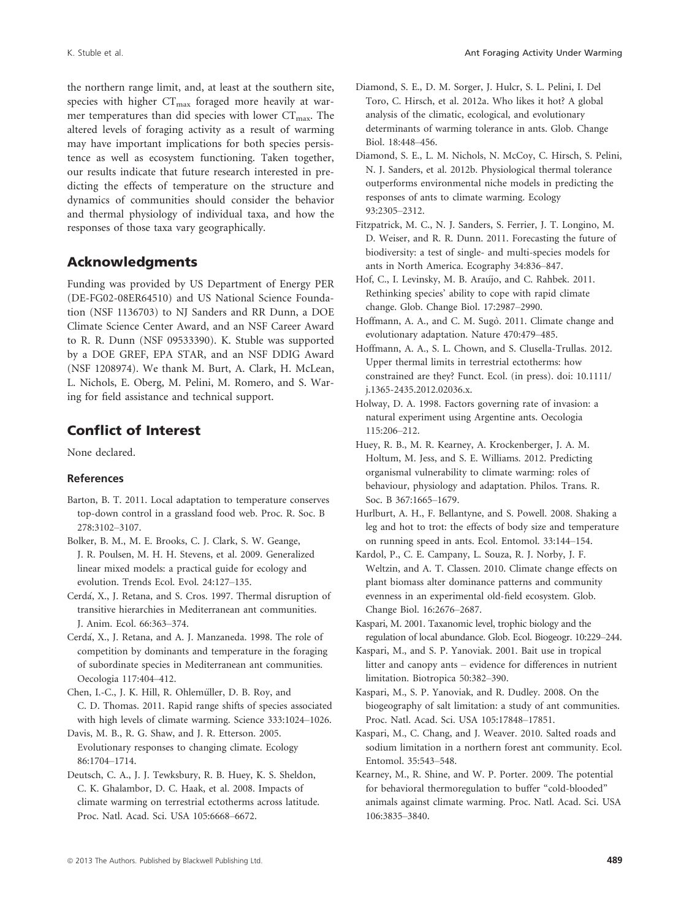the northern range limit, and, at least at the southern site, species with higher $CT_{max}$ foraged more heavily at warmer temperatures than did species with lower $CT_{max}$. The altered levels of foraging activity as a result of warming may have important implications for both species persistence as well as ecosystem functioning. Taken together, our results indicate that future research interested in predicting the effects of temperature on the structure and dynamics of communities should consider the behavior and thermal physiology of individual taxa, and how the responses of those taxa vary geographically.

## Acknowledgments

Funding was provided by US Department of Energy PER (DE-FG02-08ER64510) and US National Science Foundation (NSF 1136703) to NJ Sanders and RR Dunn, a DOE Climate Science Center Award, and an NSF Career Award to R. R. Dunn (NSF 09533390). K. Stuble was supported by a DOE GREF, EPA STAR, and an NSF DDIG Award (NSF 1208974). We thank M. Burt, A. Clark, H. McLean, L. Nichols, E. Oberg, M. Pelini, M. Romero, and S. Waring for field assistance and technical support.

## Conflict of Interest

None declared.

### References

Barton, B. T. 2011. Local adaptation to temperature conserves top-down control in a grassland food web. Proc. R. Soc. B 278:3102–3107.

Bolker, B. M., M. E. Brooks, C. J. Clark, S. W. Geange, J. R. Poulsen, M. H. H. Stevens, et al. 2009. Generalized linear mixed models: a practical guide for ecology and evolution. Trends Ecol. Evol. 24:127–135.

Cerdá, X., J. Retana, and S. Cros. 1997. Thermal disruption of transitive hierarchies in Mediterranean ant communities. J. Anim. Ecol. 66:363–374.

Cerdá, X., J. Retana, and A. J. Manzaneda. 1998. The role of competition by dominants and temperature in the foraging of subordinate species in Mediterranean ant communities. Oecologia 117:404–412.

Chen, I.-C., J. K. Hill, R. Ohlemüller, D. B. Roy, and C. D. Thomas. 2011. Rapid range shifts of species associated with high levels of climate warming. Science 333:1024–1026.

Davis, M. B., R. G. Shaw, and J. R. Etterson. 2005. Evolutionary responses to changing climate. Ecology 86:1704–1714.

Deutsch, C. A., J. J. Tewksbury, R. B. Huey, K. S. Sheldon, C. K. Ghalambor, D. C. Haak, et al. 2008. Impacts of climate warming on terrestrial ectotherms across latitude. Proc. Natl. Acad. Sci. USA 105:6668–6672.

Diamond, S. E., D. M. Sorger, J. Hulcr, S. L. Pelini, I. Del Toro, C. Hirsch, et al. 2012a. Who likes it hot? A global analysis of the climatic, ecological, and evolutionary determinants of warming tolerance in ants. Glob. Change Biol. 18:448–456.

Diamond, S. E., L. M. Nichols, N. McCoy, C. Hirsch, S. Pelini, N. J. Sanders, et al. 2012b. Physiological thermal tolerance outperforms environmental niche models in predicting the responses of ants to climate warming. Ecology 93:2305–2312.

Fitzpatrick, M. C., N. J. Sanders, S. Ferrier, J. T. Longino, M. D. Weiser, and R. R. Dunn. 2011. Forecasting the future of biodiversity: a test of single- and multi-species models for ants in North America. Ecography 34:836–847.

Hof, C., I. Levinsky, M. B. Araújo, and C. Rahbek. 2011. Rethinking species' ability to cope with rapid climate change. Glob. Change Biol. 17:2987–2990.

Hoffmann, A. A., and C. M. Sgrò. 2011. Climate change and evolutionary adaptation. Nature 470:479–485.

Hoffmann, A. A., S. L. Chown, and S. Clusella-Trullas. 2012. Upper thermal limits in terrestrial ectotherms: how constrained are they? Funct. Ecol. (in press). doi: 10.1111/j.1365-2435.2012.02036.x.

Holway, D. A. 1998. Factors governing rate of invasion: a natural experiment using Argentine ants. Oecologia 115:206–212.

Huey, R. B., M. R. Kearney, A. Krockenberger, J. A. M. Holtum, M. Jess, and S. E. Williams. 2012. Predicting organismal vulnerability to climate warming: roles of behaviour, physiology and adaptation. Philos. Trans. R. Soc. B 367:1665–1679.

Hurlburt, A. H., F. Bellantyne, and S. Powell. 2008. Shaking a leg and hot to trot: the effects of body size and temperature on running speed in ants. Ecol. Entomol. 33:144–154.

Kardol, P., C. E. Campany, L. Souza, R. J. Norby, J. F. Weltzin, and A. T. Classen. 2010. Climate change effects on plant biomass alter dominance patterns and community evenness in an experimental old-field ecosystem. Glob. Change Biol. 16:2676–2687.

Kaspari, M. 2001. Taxanomic level, trophic biology and the regulation of local abundance. Glob. Ecol. Biogeogr. 10:229–244.

Kaspari, M., and S. P. Yanoviak. 2001. Bait use in tropical litter and canopy ants – evidence for differences in nutrient limitation. Biotropica 50:382–390.

Kaspari, M., S. P. Yanoviak, and R. Dudley. 2008. On the biogeography of salt limitation: a study of ant communities. Proc. Natl. Acad. Sci. USA 105:17848–17851.

Kaspari, M., C. Chang, and J. Weaver. 2010. Salted roads and sodium limitation in a northern forest ant community. Ecol. Entomol. 35:543–548.

Kearney, M., R. Shine, and W. P. Porter. 2009. The potential for behavioral thermoregulation to buffer "cold-blooded" animals against climate warming. Proc. Natl. Acad. Sci. USA 106:3835–3840.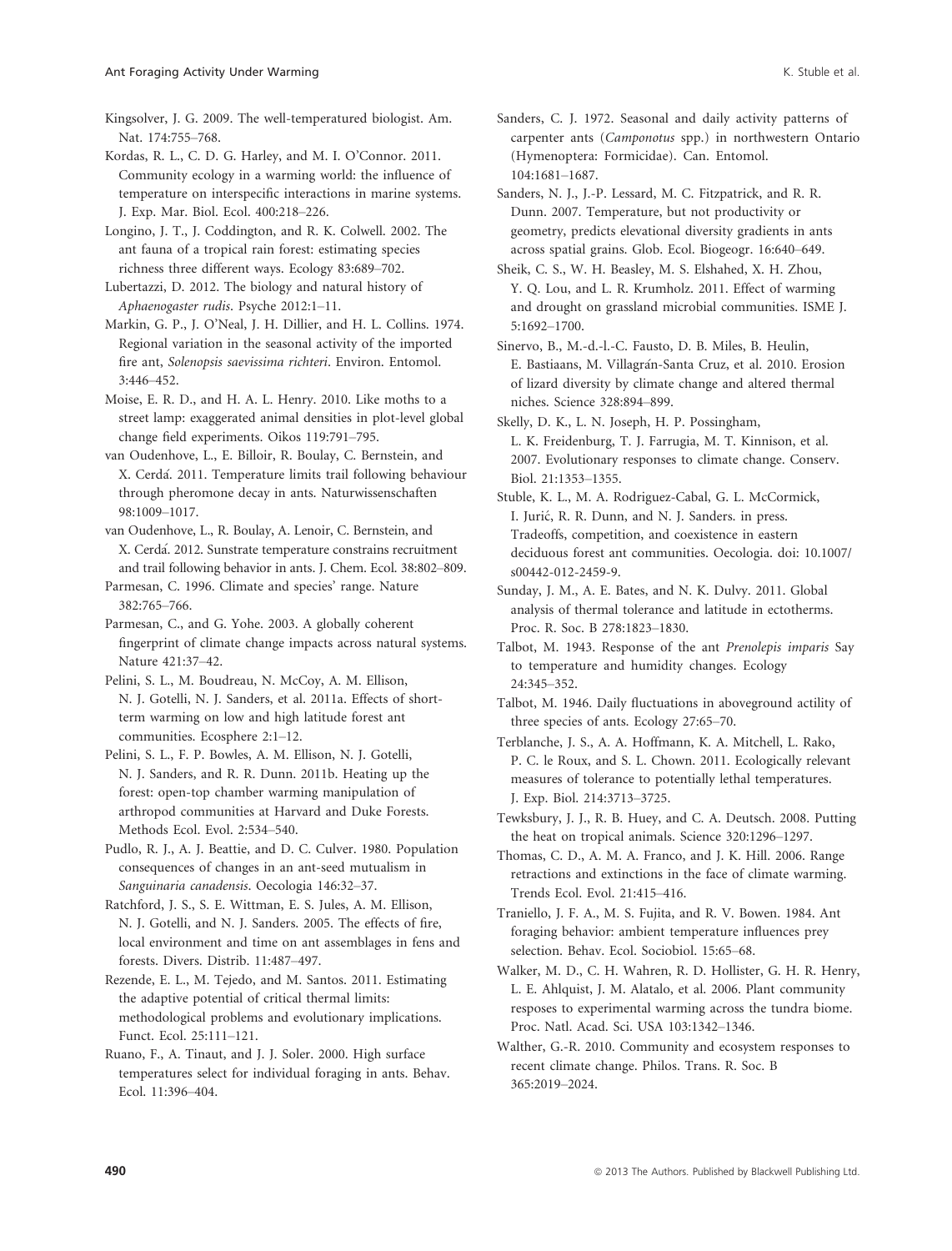Kingsolver, J. G. 2009. The well-temperatured biologist. Am. Nat. 174:755–768.

Kordas, R. L., C. D. G. Harley, and M. I. O'Connor. 2011. Community ecology in a warming world: the influence of temperature on interspecific interactions in marine systems. J. Exp. Mar. Biol. Ecol. 400:218–226.

Longino, J. T., J. Coddington, and R. K. Colwell. 2002. The ant fauna of a tropical rain forest: estimating species richness three different ways. Ecology 83:689–702.

Lubertazzi, D. 2012. The biology and natural history of *Aphaenogaster rudis*. Psyche 2012:1–11.

Markin, G. P., J. O'Neal, J. H. Dillier, and H. L. Collins. 1974. Regional variation in the seasonal activity of the imported fire ant, *Solenopsis saevissima richteri*. Environ. Entomol. 3:446–452.

Moise, E. R. D., and H. A. L. Henry. 2010. Like moths to a street lamp: exaggerated animal densities in plot-level global change field experiments. Oikos 119:791–795.

van Oudenhove, L., E. Billoir, R. Boulay, C. Bernstein, and X. Cerdá. 2011. Temperature limits trail following behaviour through pheromone decay in ants. Naturwissenschaften 98:1009–1017.

van Oudenhove, L., R. Boulay, A. Lenoir, C. Bernstein, and X. Cerdá. 2012. Sunstrate temperature constrains recruitment and trail following behavior in ants. J. Chem. Ecol. 38:802–809.

Parmesan, C. 1996. Climate and species' range. Nature 382:765–766.

Parmesan, C., and G. Yohe. 2003. A globally coherent fingerprint of climate change impacts across natural systems. Nature 421:37–42.

Pelini, S. L., M. Boudreau, N. McCoy, A. M. Ellison, N. J. Gotelli, N. J. Sanders, et al. 2011a. Effects of short-term warming on low and high latitude forest ant communities. Ecosphere 2:1–12.

Pelini, S. L., F. P. Bowles, A. M. Ellison, N. J. Gotelli, N. J. Sanders, and R. R. Dunn. 2011b. Heating up the forest: open-top chamber warming manipulation of arthropod communities at Harvard and Duke Forests. Methods Ecol. Evol. 2:534–540.

Pudlo, R. J., A. J. Beattie, and D. C. Culver. 1980. Population consequences of changes in an ant-seed mutualism in *Sanguinaria canadensis*. Oecologia 146:32–37.

Ratchford, J. S., S. E. Wittman, E. S. Jules, A. M. Ellison, N. J. Gotelli, and N. J. Sanders. 2005. The effects of fire, local environment and time on ant assemblages in fens and forests. Divers. Distrib. 11:487–497.

Rezende, E. L., M. Tejedo, and M. Santos. 2011. Estimating the adaptive potential of critical thermal limits: methodological problems and evolutionary implications. Funct. Ecol. 25:111–121.

Ruano, F., A. Tinaut, and J. J. Soler. 2000. High surface temperatures select for individual foraging in ants. Behav. Ecol. 11:396–404.

Sanders, C. J. 1972. Seasonal and daily activity patterns of carpenter ants (*Camponotus* spp.) in northwestern Ontario (Hymenoptera: Formicidae). Can. Entomol. 104:1681–1687.

Sanders, N. J., J.-P. Lessard, M. C. Fitzpatrick, and R. R. Dunn. 2007. Temperature, but not productivity or geometry, predicts elevational diversity gradients in ants across spatial grains. Glob. Ecol. Biogeogr. 16:640–649.

Sheik, C. S., W. H. Beasley, M. S. Elshahed, X. H. Zhou, Y. Q. Lou, and L. R. Krumholz. 2011. Effect of warming and drought on grassland microbial communities. ISME J. 5:1692–1700.

Sinervo, B., M.-d.-l.-C. Fausto, D. B. Miles, B. Heulin, E. Bastiaans, M. Villagrán-Santa Cruz, et al. 2010. Erosion of lizard diversity by climate change and altered thermal niches. Science 328:894–899.

Skelly, D. K., L. N. Joseph, H. P. Possingham, L. K. Freidenburg, T. J. Farrugia, M. T. Kinnison, et al. 2007. Evolutionary responses to climate change. Conserv. Biol. 21:1353–1355.

Stuble, K. L., M. A. Rodriguez-Cabal, G. L. McCormick, I. Jurić, R. R. Dunn, and N. J. Sanders. in press. Tradeoffs, competition, and coexistence in eastern deciduous forest ant communities. Oecologia. doi: 10.1007/s00442-012-2459-9.

Sunday, J. M., A. E. Bates, and N. K. Dulvy. 2011. Global analysis of thermal tolerance and latitude in ectotherms. Proc. R. Soc. B 278:1823–1830.

Talbot, M. 1943. Response of the ant *Prenolepis imparis* Say to temperature and humidity changes. Ecology 24:345–352.

Talbot, M. 1946. Daily fluctuations in aboveground actility of three species of ants. Ecology 27:65–70.

Terblanche, J. S., A. A. Hoffmann, K. A. Mitchell, L. Rako, P. C. le Roux, and S. L. Chown. 2011. Ecologically relevant measures of tolerance to potentially lethal temperatures. J. Exp. Biol. 214:3713–3725.

Tewksbury, J. J., R. B. Huey, and C. A. Deutsch. 2008. Putting the heat on tropical animals. Science 320:1296–1297.

Thomas, C. D., A. M. A. Franco, and J. K. Hill. 2006. Range retractions and extinctions in the face of climate warming. Trends Ecol. Evol. 21:415–416.

Traniello, J. F. A., M. S. Fujita, and R. V. Bowen. 1984. Ant foraging behavior: ambient temperature influences prey selection. Behav. Ecol. Sociobiol. 15:65–68.

Walker, M. D., C. H. Wahren, R. D. Hollister, G. H. R. Henry, L. E. Ahlquist, J. M. Alatalo, et al. 2006. Plant community resposes to experimental warming across the tundra biome. Proc. Natl. Acad. Sci. USA 103:1342–1346.

Walther, G.-R. 2010. Community and ecosystem responses to recent climate change. Philos. Trans. R. Soc. B 365:2019–2024.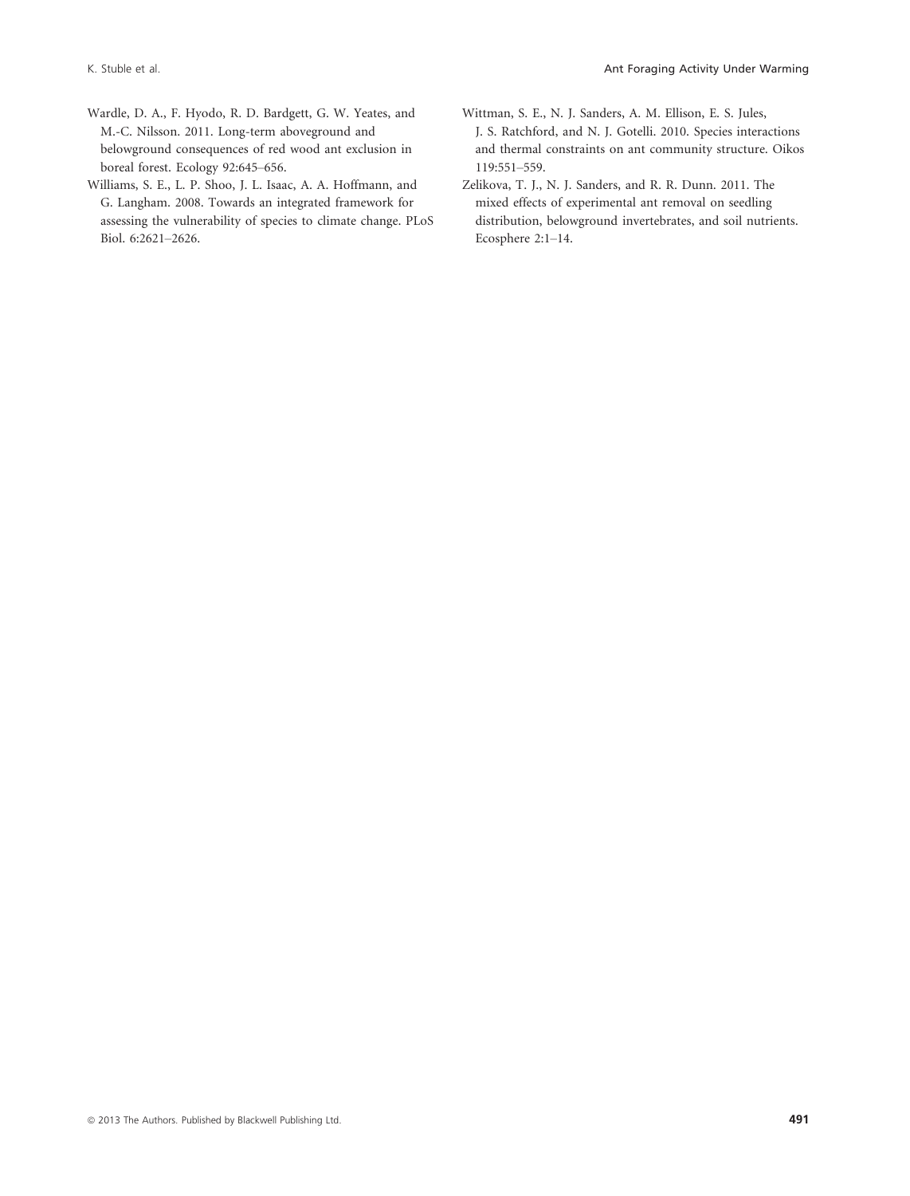Wardle, D. A., F. Hyodo, R. D. Bardgett, G. W. Yeates, and M.-C. Nilsson. 2011. Long-term aboveground and belowground consequences of red wood ant exclusion in boreal forest. Ecology 92:645–656.

Williams, S. E., L. P. Shoo, J. L. Isaac, A. A. Hoffmann, and G. Langham. 2008. Towards an integrated framework for assessing the vulnerability of species to climate change. PLoS Biol. 6:2621–2626.

Wittman, S. E., N. J. Sanders, A. M. Ellison, E. S. Jules, J. S. Ratchford, and N. J. Gotelli. 2010. Species interactions and thermal constraints on ant community structure. Oikos 119:551–559.

Zelikova, T. J., N. J. Sanders, and R. R. Dunn. 2011. The mixed effects of experimental ant removal on seedling distribution, belowground invertebrates, and soil nutrients. Ecosphere 2:1–14.